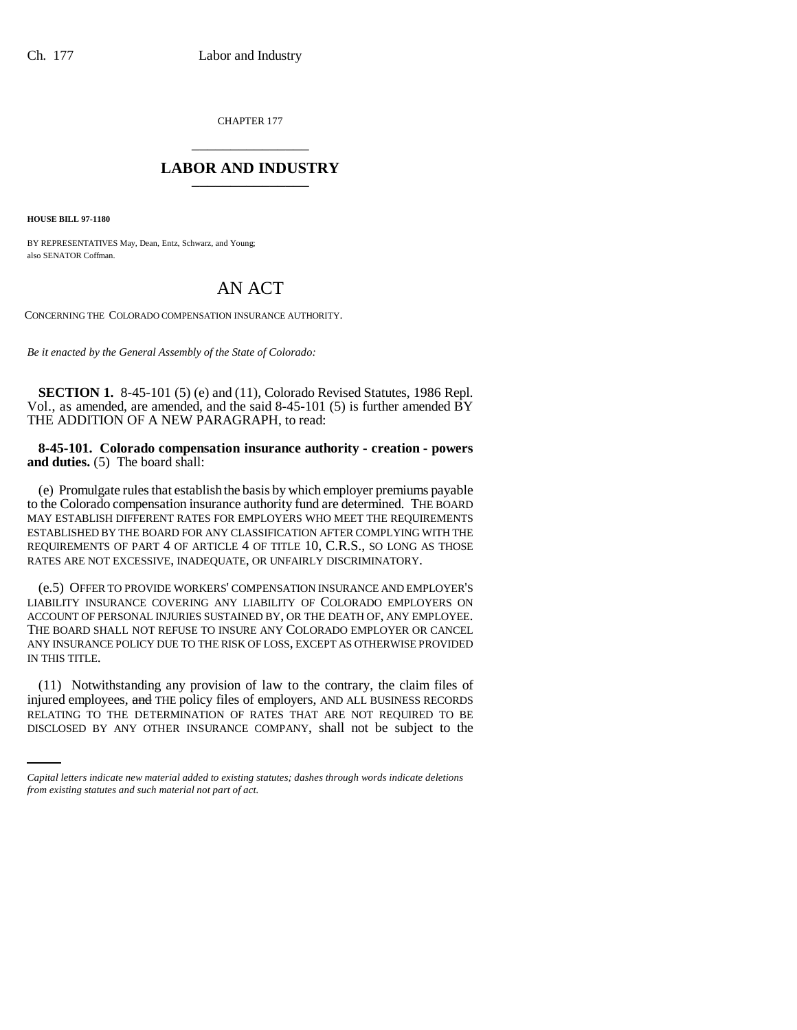CHAPTER 177

\_\_\_\_\_\_\_\_\_\_\_\_\_\_\_

## LABOR AND INDUSTRY

\_\_\_\_\_\_\_\_\_\_\_\_\_\_\_

**HOUSE BILL 97-1180**

BY REPRESENTATIVES May, Dean, Entz, Schwarz, and Young;
also SENATOR Coffman.

# AN ACT

CONCERNING THE COLORADO COMPENSATION INSURANCE AUTHORITY.

*Be it enacted by the General Assembly of the State of Colorado:*

**SECTION 1.** 8-45-101 (5) (e) and (11), Colorado Revised Statutes, 1986 Repl. Vol., as amended, are amended, and the said 8-45-101 (5) is further amended BY THE ADDITION OF A NEW PARAGRAPH, to read:

**8-45-101. Colorado compensation insurance authority - creation - powers and duties.** (5) The board shall:

(e) Promulgate rules that establish the basis by which employer premiums payable to the Colorado compensation insurance authority fund are determined. THE BOARD MAY ESTABLISH DIFFERENT RATES FOR EMPLOYERS WHO MEET THE REQUIREMENTS ESTABLISHED BY THE BOARD FOR ANY CLASSIFICATION AFTER COMPLYING WITH THE REQUIREMENTS OF PART 4 OF ARTICLE 4 OF TITLE 10, C.R.S., SO LONG AS THOSE RATES ARE NOT EXCESSIVE, INADEQUATE, OR UNFAIRLY DISCRIMINATORY.

(e.5) OFFER TO PROVIDE WORKERS' COMPENSATION INSURANCE AND EMPLOYER'S LIABILITY INSURANCE COVERING ANY LIABILITY OF COLORADO EMPLOYERS ON ACCOUNT OF PERSONAL INJURIES SUSTAINED BY, OR THE DEATH OF, ANY EMPLOYEE. THE BOARD SHALL NOT REFUSE TO INSURE ANY COLORADO EMPLOYER OR CANCEL ANY INSURANCE POLICY DUE TO THE RISK OF LOSS, EXCEPT AS OTHERWISE PROVIDED IN THIS TITLE.

(11) Notwithstanding any provision of law to the contrary, the claim files of injured employees, ~~and~~ THE policy files of employers, AND ALL BUSINESS RECORDS RELATING TO THE DETERMINATION OF RATES THAT ARE NOT REQUIRED TO BE DISCLOSED BY ANY OTHER INSURANCE COMPANY, shall not be subject to the

*Capital letters indicate new material added to existing statutes; dashes through words indicate deletions from existing statutes and such material not part of act.*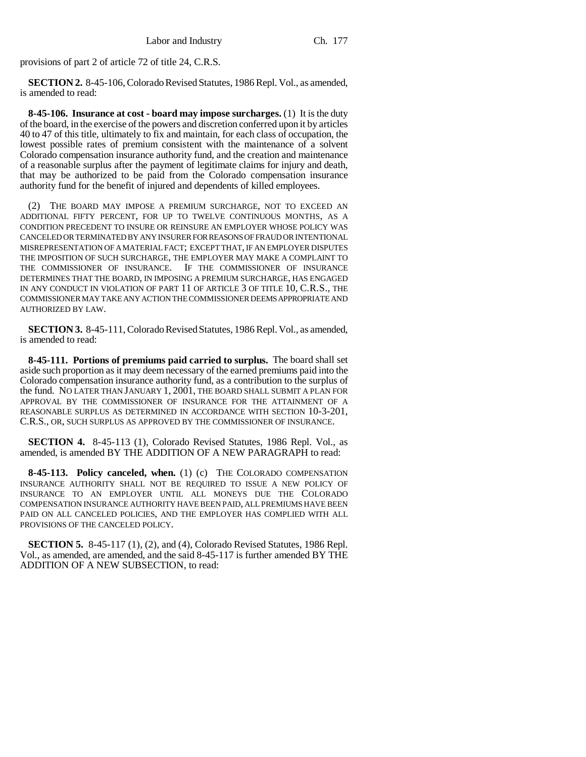provisions of part 2 of article 72 of title 24, C.R.S.

**SECTION 2.** 8-45-106, Colorado Revised Statutes, 1986 Repl. Vol., as amended, is amended to read:

**8-45-106. Insurance at cost - board may impose surcharges.** (1) It is the duty of the board, in the exercise of the powers and discretion conferred upon it by articles 40 to 47 of this title, ultimately to fix and maintain, for each class of occupation, the lowest possible rates of premium consistent with the maintenance of a solvent Colorado compensation insurance authority fund, and the creation and maintenance of a reasonable surplus after the payment of legitimate claims for injury and death, that may be authorized to be paid from the Colorado compensation insurance authority fund for the benefit of injured and dependents of killed employees.

(2) THE BOARD MAY IMPOSE A PREMIUM SURCHARGE, NOT TO EXCEED AN ADDITIONAL FIFTY PERCENT, FOR UP TO TWELVE CONTINUOUS MONTHS, AS A CONDITION PRECEDENT TO INSURE OR REINSURE AN EMPLOYER WHOSE POLICY WAS CANCELED OR TERMINATED BY ANY INSURER FOR REASONS OF FRAUD OR INTENTIONAL MISREPRESENTATION OF A MATERIAL FACT; EXCEPT THAT, IF AN EMPLOYER DISPUTES THE IMPOSITION OF SUCH SURCHARGE, THE EMPLOYER MAY MAKE A COMPLAINT TO THE COMMISSIONER OF INSURANCE. IF THE COMMISSIONER OF INSURANCE DETERMINES THAT THE BOARD, IN IMPOSING A PREMIUM SURCHARGE, HAS ENGAGED IN ANY CONDUCT IN VIOLATION OF PART 11 OF ARTICLE 3 OF TITLE 10, C.R.S., THE COMMISSIONER MAY TAKE ANY ACTION THE COMMISSIONER DEEMS APPROPRIATE AND AUTHORIZED BY LAW.

**SECTION 3.** 8-45-111, Colorado Revised Statutes, 1986 Repl. Vol., as amended, is amended to read:

**8-45-111. Portions of premiums paid carried to surplus.** The board shall set aside such proportion as it may deem necessary of the earned premiums paid into the Colorado compensation insurance authority fund, as a contribution to the surplus of the fund. NO LATER THAN JANUARY 1, 2001, THE BOARD SHALL SUBMIT A PLAN FOR APPROVAL BY THE COMMISSIONER OF INSURANCE FOR THE ATTAINMENT OF A REASONABLE SURPLUS AS DETERMINED IN ACCORDANCE WITH SECTION 10-3-201, C.R.S., OR, SUCH SURPLUS AS APPROVED BY THE COMMISSIONER OF INSURANCE.

**SECTION 4.** 8-45-113 (1), Colorado Revised Statutes, 1986 Repl. Vol., as amended, is amended BY THE ADDITION OF A NEW PARAGRAPH to read:

**8-45-113. Policy canceled, when.** (1) (c) THE COLORADO COMPENSATION INSURANCE AUTHORITY SHALL NOT BE REQUIRED TO ISSUE A NEW POLICY OF INSURANCE TO AN EMPLOYER UNTIL ALL MONEYS DUE THE COLORADO COMPENSATION INSURANCE AUTHORITY HAVE BEEN PAID, ALL PREMIUMS HAVE BEEN PAID ON ALL CANCELED POLICIES, AND THE EMPLOYER HAS COMPLIED WITH ALL PROVISIONS OF THE CANCELED POLICY.

**SECTION 5.** 8-45-117 (1), (2), and (4), Colorado Revised Statutes, 1986 Repl. Vol., as amended, are amended, and the said 8-45-117 is further amended BY THE ADDITION OF A NEW SUBSECTION, to read: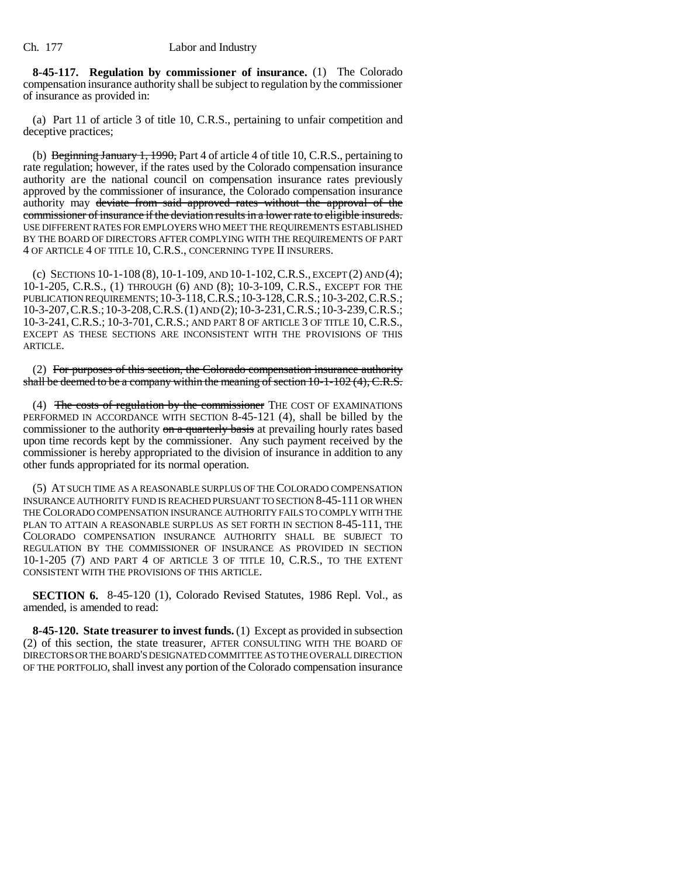**8-45-117. Regulation by commissioner of insurance.** (1) The Colorado compensation insurance authority shall be subject to regulation by the commissioner of insurance as provided in:

(a) Part 11 of article 3 of title 10, C.R.S., pertaining to unfair competition and deceptive practices;

(b) ~~Beginning January 1, 1990,~~ Part 4 of article 4 of title 10, C.R.S., pertaining to rate regulation; however, if the rates used by the Colorado compensation insurance authority are the national council on compensation insurance rates previously approved by the commissioner of insurance, the Colorado compensation insurance authority may ~~deviate from said approved rates without the approval of the commissioner of insurance if the deviation results in a lower rate to eligible insureds.~~ USE DIFFERENT RATES FOR EMPLOYERS WHO MEET THE REQUIREMENTS ESTABLISHED BY THE BOARD OF DIRECTORS AFTER COMPLYING WITH THE REQUIREMENTS OF PART 4 OF ARTICLE 4 OF TITLE 10, C.R.S., CONCERNING TYPE II INSURERS.

(c) SECTIONS 10-1-108 (8), 10-1-109, AND 10-1-102, C.R.S., EXCEPT (2) AND (4); 10-1-205, C.R.S., (1) THROUGH (6) AND (8); 10-3-109, C.R.S., EXCEPT FOR THE PUBLICATION REQUIREMENTS; 10-3-118, C.R.S.; 10-3-128, C.R.S.; 10-3-202, C.R.S.; 10-3-207, C.R.S.; 10-3-208, C.R.S. (1) AND (2); 10-3-231, C.R.S.; 10-3-239, C.R.S.; 10-3-241, C.R.S.; 10-3-701, C.R.S.; AND PART 8 OF ARTICLE 3 OF TITLE 10, C.R.S., EXCEPT AS THESE SECTIONS ARE INCONSISTENT WITH THE PROVISIONS OF THIS ARTICLE.

(2) ~~For purposes of this section, the Colorado compensation insurance authority shall be deemed to be a company within the meaning of section 10-1-102 (4), C.R.S.~~

(4) ~~The costs of regulation by the commissioner~~ THE COST OF EXAMINATIONS PERFORMED IN ACCORDANCE WITH SECTION 8-45-121 (4), shall be billed by the commissioner to the authority ~~on a quarterly basis~~ at prevailing hourly rates based upon time records kept by the commissioner. Any such payment received by the commissioner is hereby appropriated to the division of insurance in addition to any other funds appropriated for its normal operation.

(5) AT SUCH TIME AS A REASONABLE SURPLUS OF THE COLORADO COMPENSATION INSURANCE AUTHORITY FUND IS REACHED PURSUANT TO SECTION 8-45-111 OR WHEN THE COLORADO COMPENSATION INSURANCE AUTHORITY FAILS TO COMPLY WITH THE PLAN TO ATTAIN A REASONABLE SURPLUS AS SET FORTH IN SECTION 8-45-111, THE COLORADO COMPENSATION INSURANCE AUTHORITY SHALL BE SUBJECT TO REGULATION BY THE COMMISSIONER OF INSURANCE AS PROVIDED IN SECTION 10-1-205 (7) AND PART 4 OF ARTICLE 3 OF TITLE 10, C.R.S., TO THE EXTENT CONSISTENT WITH THE PROVISIONS OF THIS ARTICLE.

**SECTION 6.** 8-45-120 (1), Colorado Revised Statutes, 1986 Repl. Vol., as amended, is amended to read:

**8-45-120. State treasurer to invest funds.** (1) Except as provided in subsection (2) of this section, the state treasurer, AFTER CONSULTING WITH THE BOARD OF DIRECTORS OR THE BOARD'S DESIGNATED COMMITTEE AS TO THE OVERALL DIRECTION OF THE PORTFOLIO, shall invest any portion of the Colorado compensation insurance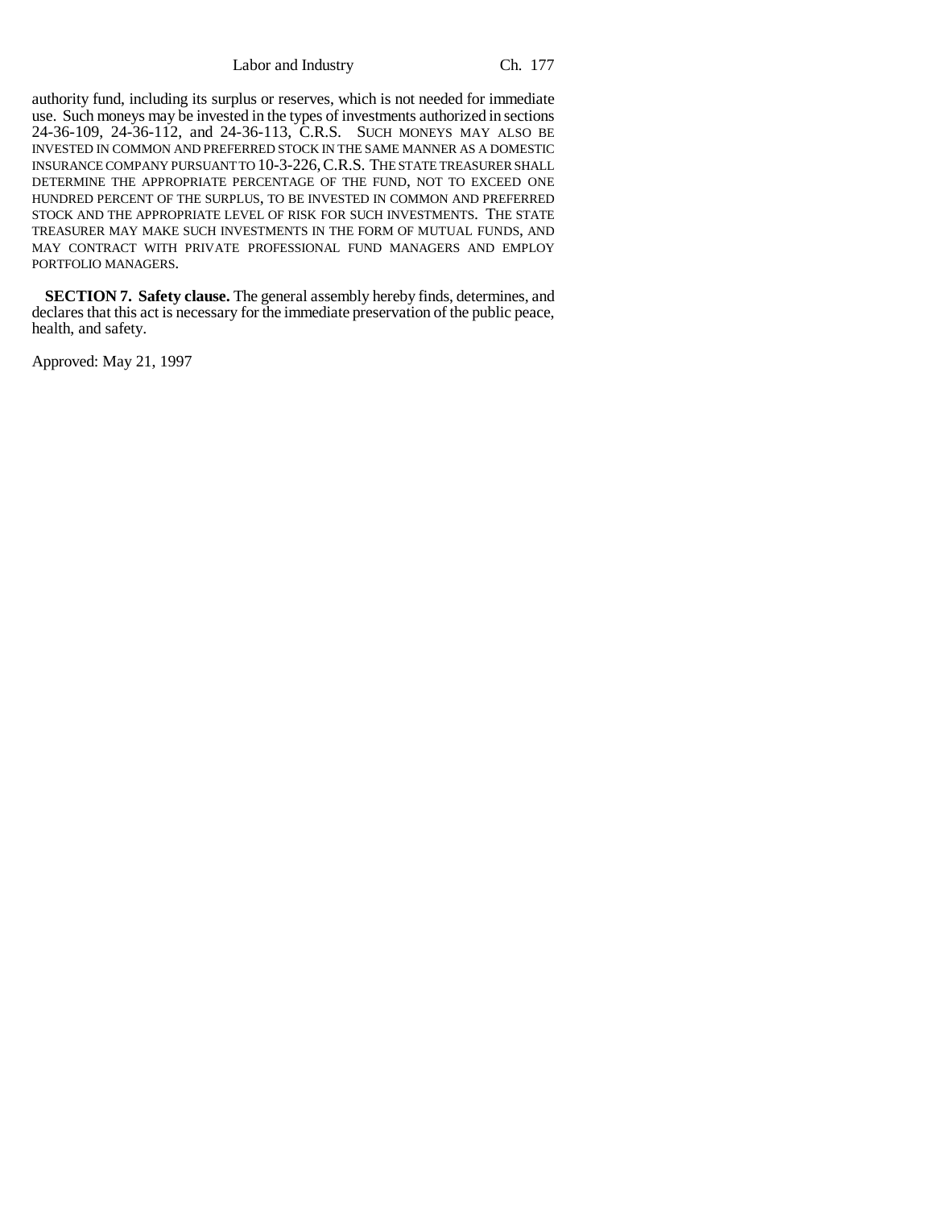authority fund, including its surplus or reserves, which is not needed for immediate use. Such moneys may be invested in the types of investments authorized in sections 24-36-109, 24-36-112, and 24-36-113, C.R.S. SUCH MONEYS MAY ALSO BE INVESTED IN COMMON AND PREFERRED STOCK IN THE SAME MANNER AS A DOMESTIC INSURANCE COMPANY PURSUANT TO 10-3-226, C.R.S. THE STATE TREASURER SHALL DETERMINE THE APPROPRIATE PERCENTAGE OF THE FUND, NOT TO EXCEED ONE HUNDRED PERCENT OF THE SURPLUS, TO BE INVESTED IN COMMON AND PREFERRED STOCK AND THE APPROPRIATE LEVEL OF RISK FOR SUCH INVESTMENTS. THE STATE TREASURER MAY MAKE SUCH INVESTMENTS IN THE FORM OF MUTUAL FUNDS, AND MAY CONTRACT WITH PRIVATE PROFESSIONAL FUND MANAGERS AND EMPLOY PORTFOLIO MANAGERS.

**SECTION 7. Safety clause.** The general assembly hereby finds, determines, and declares that this act is necessary for the immediate preservation of the public peace, health, and safety.

Approved: May 21, 1997